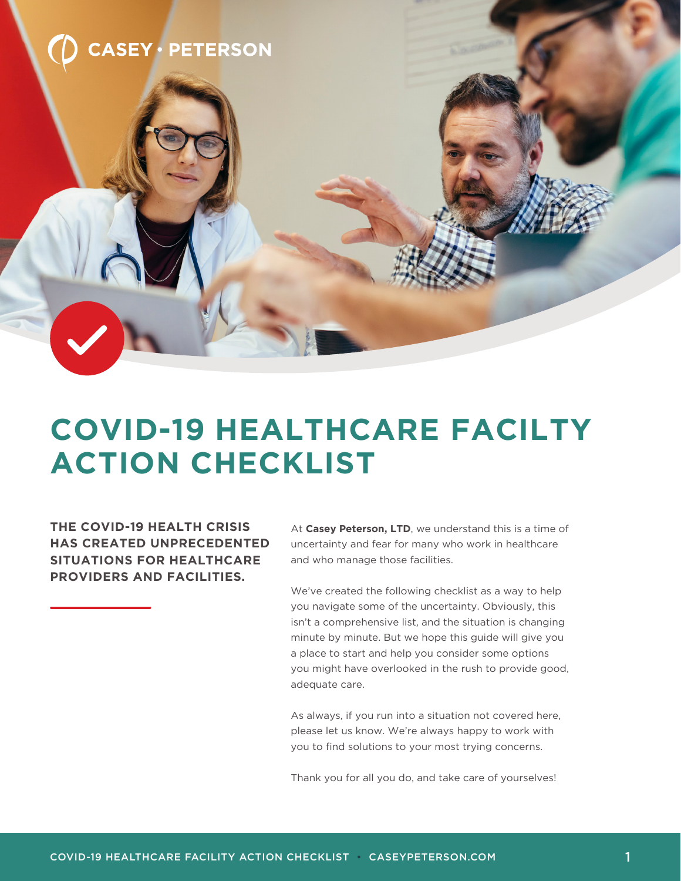CASEY · PETERSON

# COVID-19 HEALTHCARE FACILTY ACTION CHECKLIST

**THE COVID-19 HEALTH CRISIS HAS CREATED UNPRECEDENTED SITUATIONS FOR HEALTHCARE PROVIDERS AND FACILITIES.**

At **Casey Peterson, LTD**, we understand this is a time of uncertainty and fear for many who work in healthcare and who manage those facilities.

We've created the following checklist as a way to help you navigate some of the uncertainty. Obviously, this isn't a comprehensive list, and the situation is changing minute by minute. But we hope this guide will give you a place to start and help you consider some options you might have overlooked in the rush to provide good, adequate care.

As always, if you run into a situation not covered here, please let us know. We're always happy to work with you to find solutions to your most trying concerns.

Thank you for all you do, and take care of yourselves!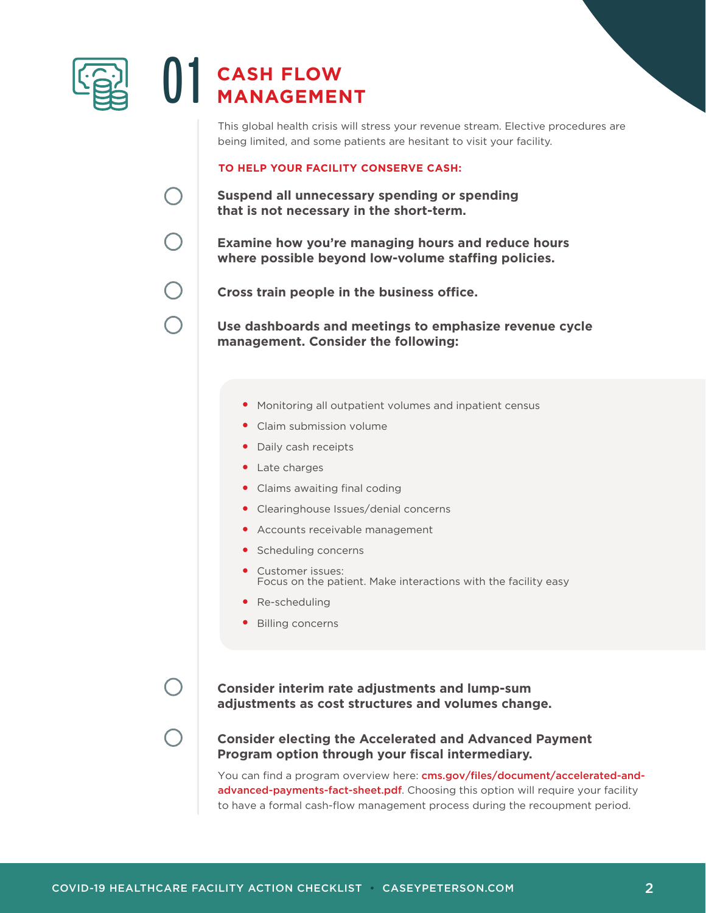# 01 CASH FLOW MANAGEMENT

This global health crisis will stress your revenue stream. Elective procedures are being limited, and some patients are hesitant to visit your facility.

**TO HELP YOUR FACILITY CONSERVE CASH:**

- [ ] **Suspend all unnecessary spending or spending that is not necessary in the short-term.**
- [ ] **Examine how you're managing hours and reduce hours where possible beyond low-volume staffing policies.**
- [ ] **Cross train people in the business office.**
- [ ] **Use dashboards and meetings to emphasize revenue cycle management. Consider the following:**
  - Monitoring all outpatient volumes and inpatient census
  - Claim submission volume
  - Daily cash receipts
  - Late charges
  - Claims awaiting final coding
  - Clearinghouse Issues/denial concerns
  - Accounts receivable management
  - Scheduling concerns
  - Customer issues:
    Focus on the patient. Make interactions with the facility easy
  - Re-scheduling
  - Billing concerns
- [ ] **Consider interim rate adjustments and lump-sum adjustments as cost structures and volumes change.**
- [ ] **Consider electing the Accelerated and Advanced Payment Program option through your fiscal intermediary.**

  You can find a program overview here: cms.gov/files/document/accelerated-and-advanced-payments-fact-sheet.pdf. Choosing this option will require your facility to have a formal cash-flow management process during the recoupment period.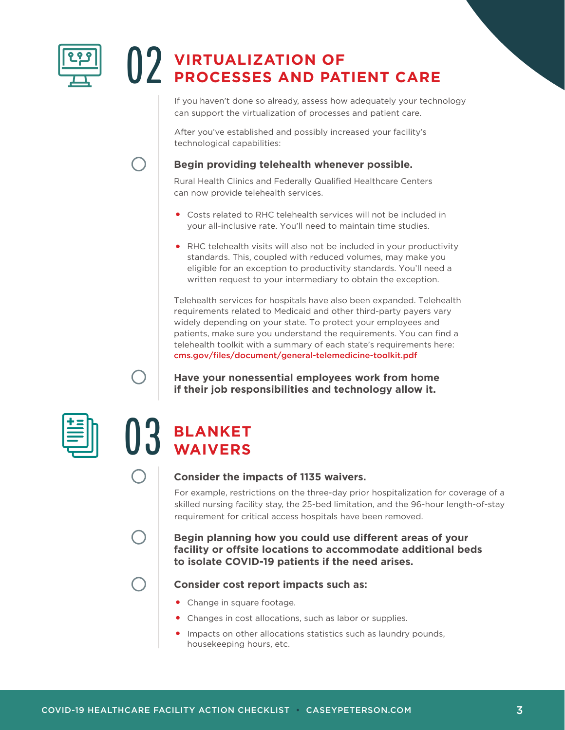## 02 VIRTUALIZATION OF PROCESSES AND PATIENT CARE

If you haven't done so already, assess how adequately your technology can support the virtualization of processes and patient care.

After you've established and possibly increased your facility's technological capabilities:

- [ ] **Begin providing telehealth whenever possible.**

Rural Health Clinics and Federally Qualified Healthcare Centers can now provide telehealth services.

- Costs related to RHC telehealth services will not be included in your all-inclusive rate. You'll need to maintain time studies.
- RHC telehealth visits will also not be included in your productivity standards. This, coupled with reduced volumes, may make you eligible for an exception to productivity standards. You'll need a written request to your intermediary to obtain the exception.

Telehealth services for hospitals have also been expanded. Telehealth requirements related to Medicaid and other third-party payers vary widely depending on your state. To protect your employees and patients, make sure you understand the requirements. You can find a telehealth toolkit with a summary of each state's requirements here: cms.gov/files/document/general-telemedicine-toolkit.pdf

- [ ] **Have your nonessential employees work from home if their job responsibilities and technology allow it.**

## 03 BLANKET WAIVERS

- [ ] **Consider the impacts of 1135 waivers.**

For example, restrictions on the three-day prior hospitalization for coverage of a skilled nursing facility stay, the 25-bed limitation, and the 96-hour length-of-stay requirement for critical access hospitals have been removed.

- [ ] **Begin planning how you could use different areas of your facility or offsite locations to accommodate additional beds to isolate COVID-19 patients if the need arises.**

- [ ] **Consider cost report impacts such as:**

- Change in square footage.
- Changes in cost allocations, such as labor or supplies.
- Impacts on other allocations statistics such as laundry pounds, housekeeping hours, etc.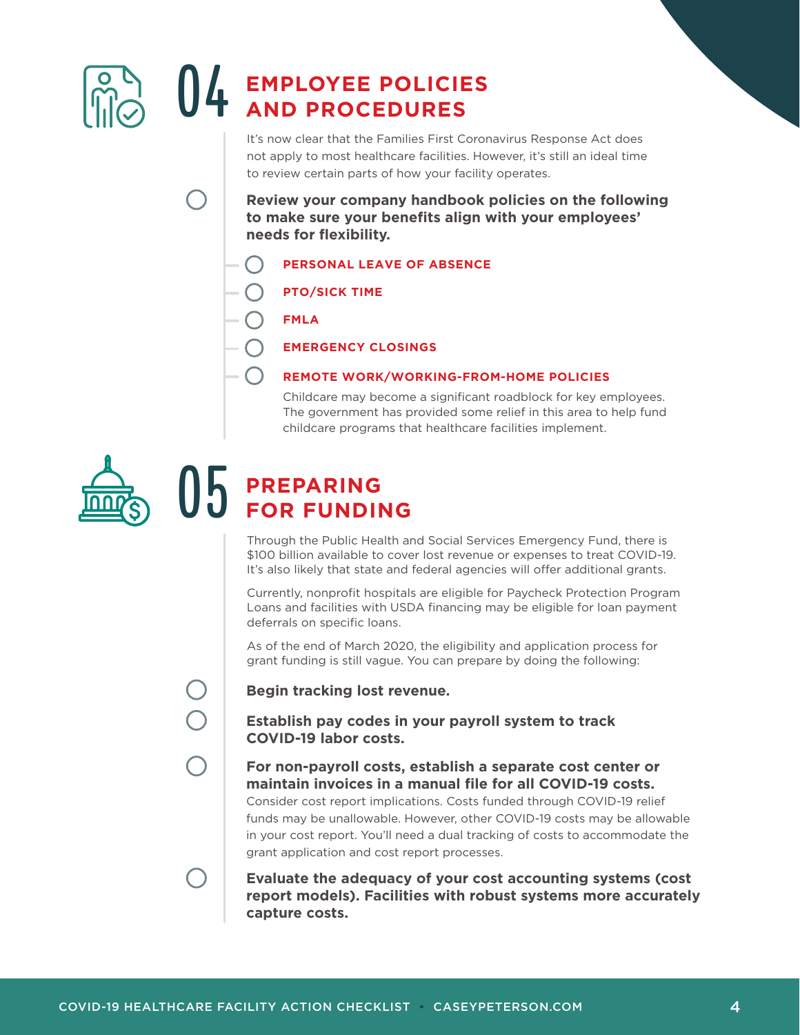## 04 EMPLOYEE POLICIES AND PROCEDURES

It's now clear that the Families First Coronavirus Response Act does not apply to most healthcare facilities. However, it's still an ideal time to review certain parts of how your facility operates.

- **Review your company handbook policies on the following to make sure your benefits align with your employees' needs for flexibility.**
  - **PERSONAL LEAVE OF ABSENCE**
  - **PTO/SICK TIME**
  - **FMLA**
  - **EMERGENCY CLOSINGS**
  - **REMOTE WORK/WORKING-FROM-HOME POLICIES**

    Childcare may become a significant roadblock for key employees. The government has provided some relief in this area to help fund childcare programs that healthcare facilities implement.

## 05 PREPARING FOR FUNDING

Through the Public Health and Social Services Emergency Fund, there is $100 billion available to cover lost revenue or expenses to treat COVID-19. It's also likely that state and federal agencies will offer additional grants.

Currently, nonprofit hospitals are eligible for Paycheck Protection Program Loans and facilities with USDA financing may be eligible for loan payment deferrals on specific loans.

As of the end of March 2020, the eligibility and application process for grant funding is still vague. You can prepare by doing the following:

- **Begin tracking lost revenue.**
- **Establish pay codes in your payroll system to track COVID-19 labor costs.**
- **For non-payroll costs, establish a separate cost center or maintain invoices in a manual file for all COVID-19 costs.**
  Consider cost report implications. Costs funded through COVID-19 relief funds may be unallowable. However, other COVID-19 costs may be allowable in your cost report. You'll need a dual tracking of costs to accommodate the grant application and cost report processes.
- **Evaluate the adequacy of your cost accounting systems (cost report models). Facilities with robust systems more accurately capture costs.**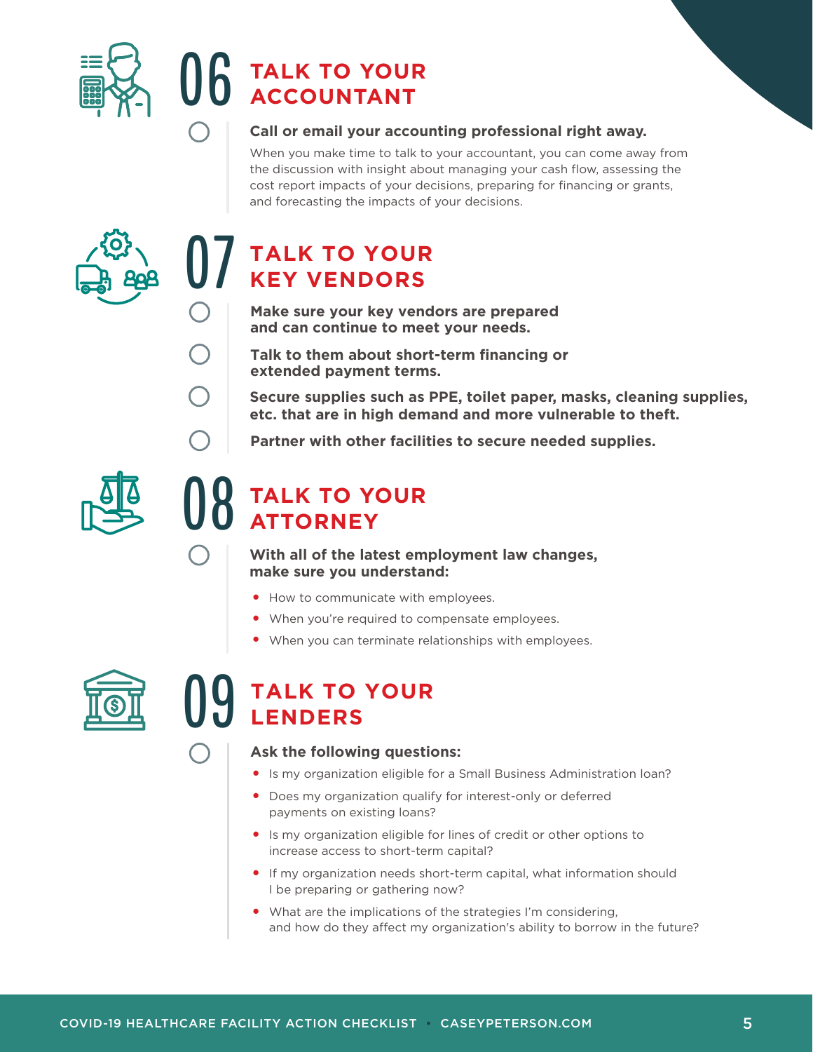## 06 TALK TO YOUR ACCOUNTANT

- [ ] **Call or email your accounting professional right away.**

When you make time to talk to your accountant, you can come away from the discussion with insight about managing your cash flow, assessing the cost report impacts of your decisions, preparing for financing or grants, and forecasting the impacts of your decisions.

## 07 TALK TO YOUR KEY VENDORS

- [ ] **Make sure your key vendors are prepared and can continue to meet your needs.**
- [ ] **Talk to them about short-term financing or extended payment terms.**
- [ ] **Secure supplies such as PPE, toilet paper, masks, cleaning supplies, etc. that are in high demand and more vulnerable to theft.**
- [ ] **Partner with other facilities to secure needed supplies.**

## 08 TALK TO YOUR ATTORNEY

- [ ] **With all of the latest employment law changes, make sure you understand:**

- How to communicate with employees.
- When you're required to compensate employees.
- When you can terminate relationships with employees.

## 09 TALK TO YOUR LENDERS

- [ ] **Ask the following questions:**

- Is my organization eligible for a Small Business Administration loan?
- Does my organization qualify for interest-only or deferred payments on existing loans?
- Is my organization eligible for lines of credit or other options to increase access to short-term capital?
- If my organization needs short-term capital, what information should I be preparing or gathering now?
- What are the implications of the strategies I'm considering, and how do they affect my organization's ability to borrow in the future?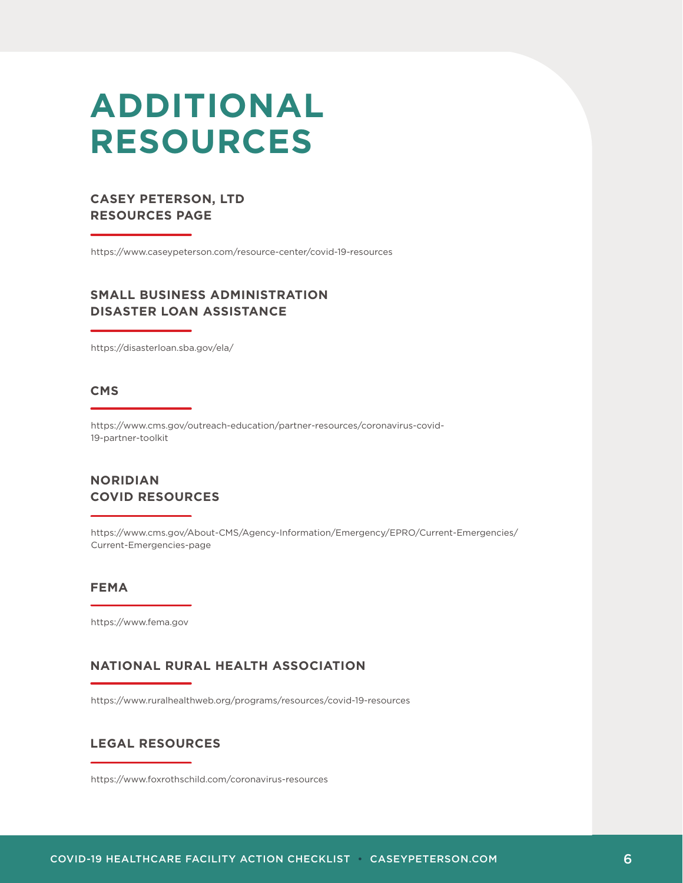# ADDITIONAL RESOURCES

### CASEY PETERSON, LTD RESOURCES PAGE

https://www.caseypeterson.com/resource-center/covid-19-resources

### SMALL BUSINESS ADMINISTRATION DISASTER LOAN ASSISTANCE

https://disasterloan.sba.gov/ela/

### CMS

https://www.cms.gov/outreach-education/partner-resources/coronavirus-covid-19-partner-toolkit

### NORIDIAN COVID RESOURCES

https://www.cms.gov/About-CMS/Agency-Information/Emergency/EPRO/Current-Emergencies/Current-Emergencies-page

### FEMA

https://www.fema.gov

### NATIONAL RURAL HEALTH ASSOCIATION

https://www.ruralhealthweb.org/programs/resources/covid-19-resources

### LEGAL RESOURCES

https://www.foxrothschild.com/coronavirus-resources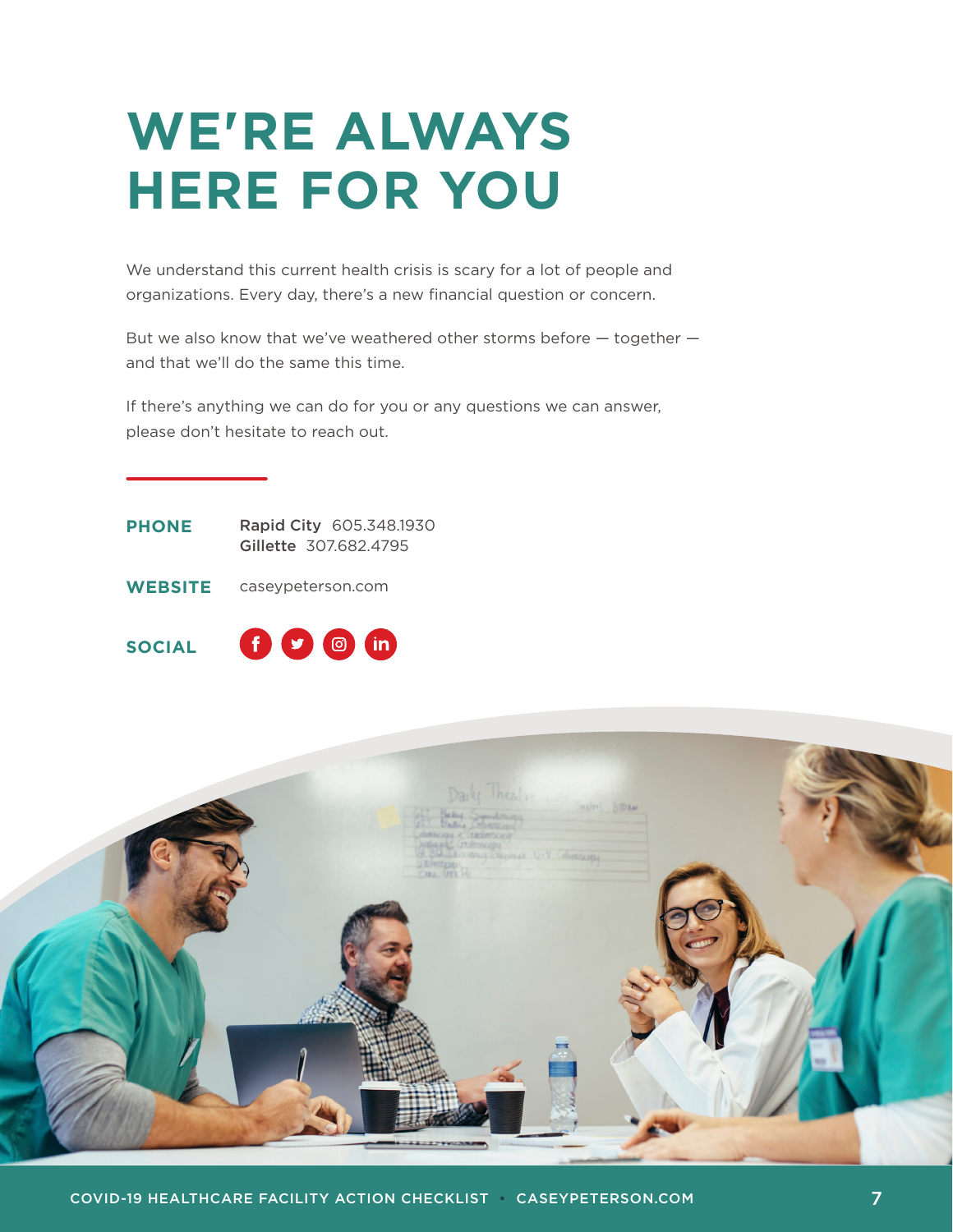# WE'RE ALWAYS HERE FOR YOU

We understand this current health crisis is scary for a lot of people and organizations. Every day, there's a new financial question or concern.

But we also know that we've weathered other storms before — together — and that we'll do the same this time.

If there's anything we can do for you or any questions we can answer, please don't hesitate to reach out.

**PHONE** **Rapid City** 605.348.1930
**Gillette** 307.682.4795

**WEBSITE** caseypeterson.com

**SOCIAL**